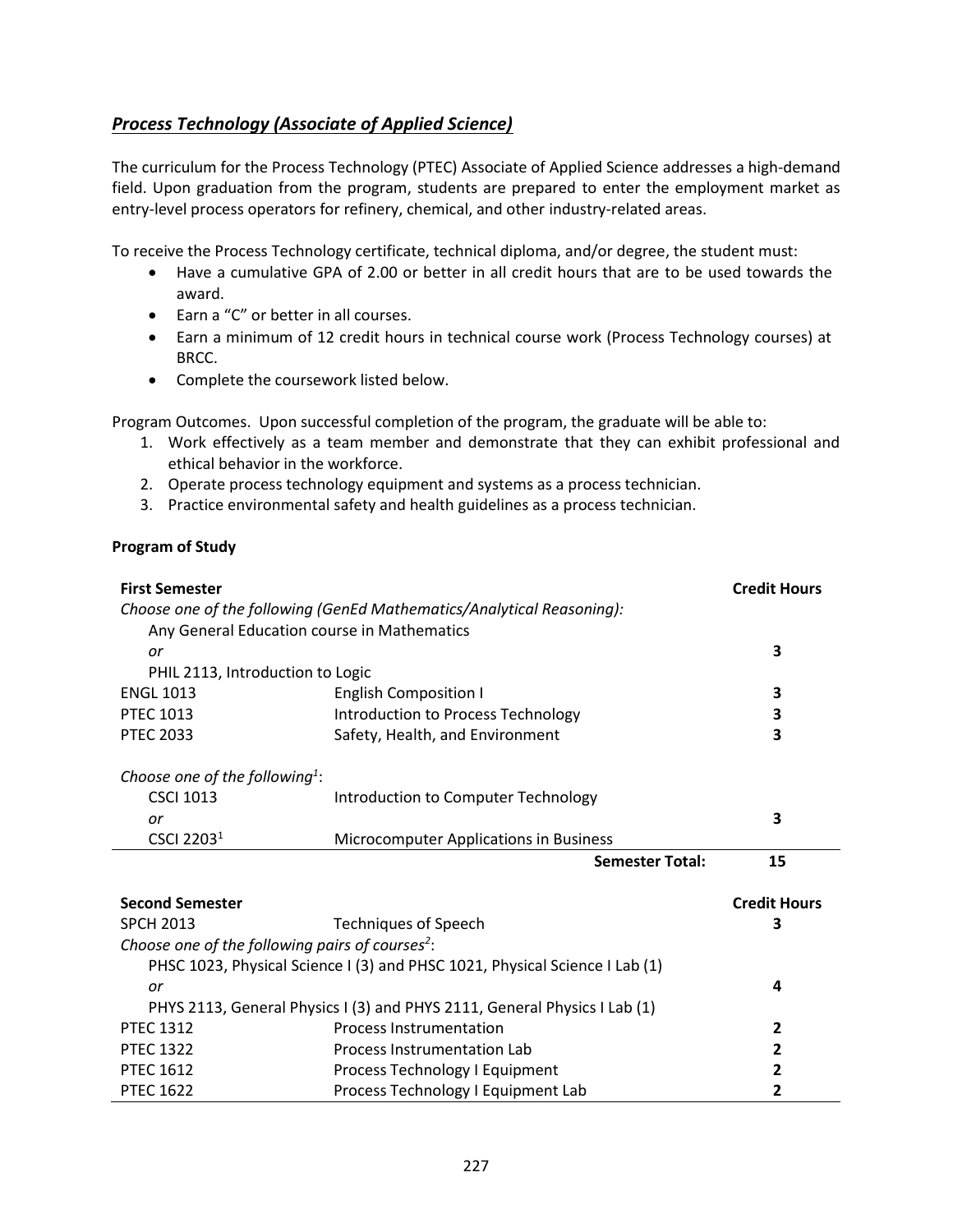## *Process Technology (Associate of Applied Science)*

The curriculum for the Process Technology (PTEC) Associate of Applied Science addresses a high-demand field. Upon graduation from the program, students are prepared to enter the employment market as entry-level process operators for refinery, chemical, and other industry-related areas.

To receive the Process Technology certificate, technical diploma, and/or degree, the student must:

- Have a cumulative GPA of 2.00 or better in all credit hours that are to be used towards the award.
- Earn a "C" or better in all courses.
- Earn a minimum of 12 credit hours in technical course work (Process Technology courses) at BRCC.
- Complete the coursework listed below.

Program Outcomes. Upon successful completion of the program, the graduate will be able to:

1. Work effectively as a team member and demonstrate that they can exhibit professional and ethical behavior in the workforce.
2. Operate process technology equipment and systems as a process technician.
3. Practice environmental safety and health guidelines as a process technician.

**Program of Study**

| **First Semester** | | **Credit Hours** |
|---|---|---|
| *Choose one of the following (GenEd Mathematics/Analytical Reasoning):* | | |
| Any General Education course in Mathematics | | |
| *or* | | 3 |
| PHIL 2113, Introduction to Logic | | |
| ENGL 1013 | English Composition I | 3 |
| PTEC 1013 | Introduction to Process Technology | 3 |
| PTEC 2033 | Safety, Health, and Environment | 3 |
| *Choose one of the following[1]:* | | |
| CSCI 1013 | Introduction to Computer Technology | |
| *or* | | 3 |
| CSCI 2203[1] | Microcomputer Applications in Business | |
| | **Semester Total:** | **15** |

| **Second Semester** | | **Credit Hours** |
|---|---|---|
| SPCH 2013 | Techniques of Speech | 3 |
| *Choose one of the following pairs of courses[2]:* | | |
| PHSC 1023, Physical Science I (3) and PHSC 1021, Physical Science I Lab (1) | | |
| *or* | | 4 |
| PHYS 2113, General Physics I (3) and PHYS 2111, General Physics I Lab (1) | | |
| PTEC 1312 | Process Instrumentation | 2 |
| PTEC 1322 | Process Instrumentation Lab | 2 |
| PTEC 1612 | Process Technology I Equipment | 2 |
| PTEC 1622 | Process Technology I Equipment Lab | 2 |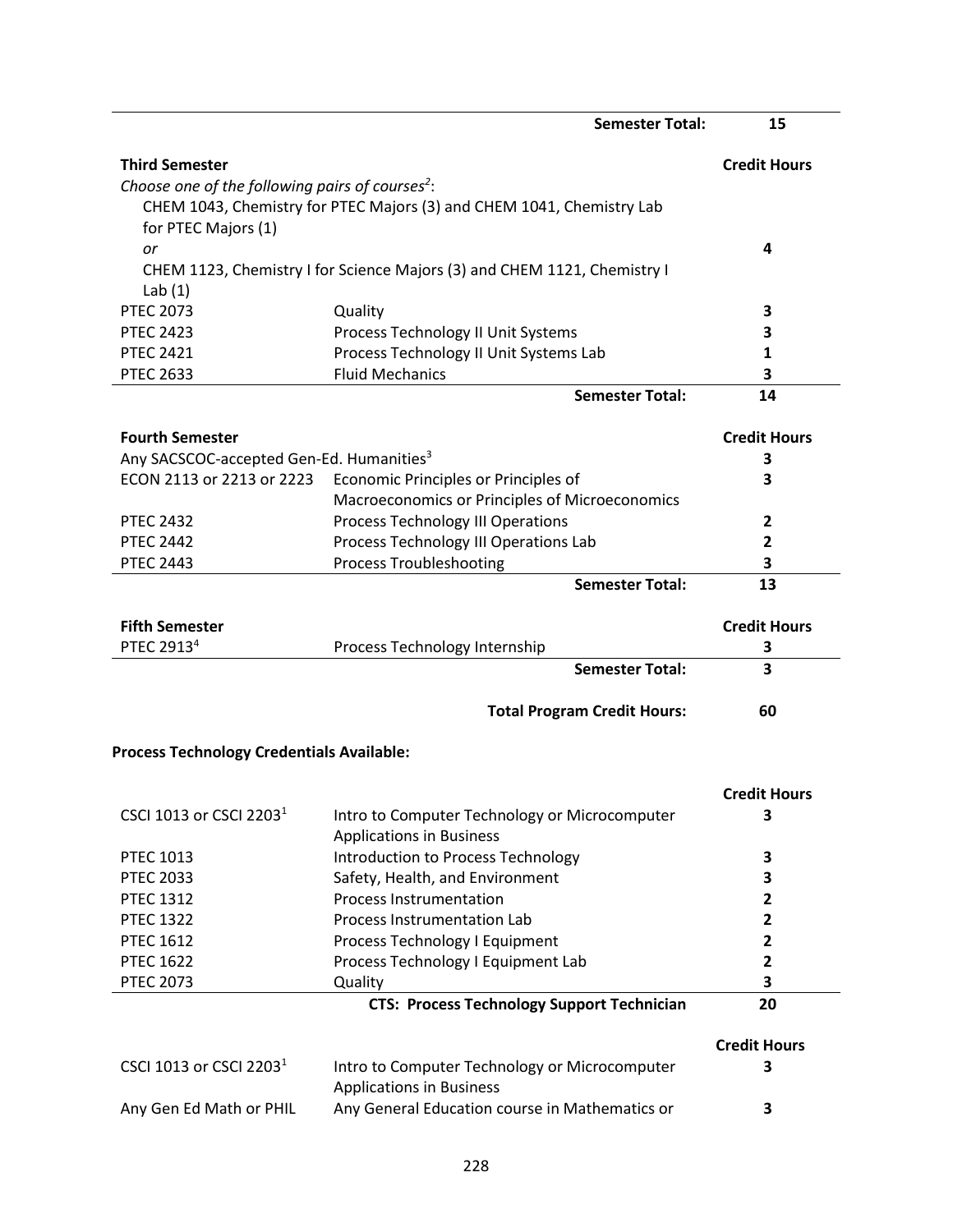| | Semester Total: | 15 |
|---|---|---|

| **Third Semester** | | **Credit Hours** |
|---|---|---|
| *Choose one of the following pairs of courses*[2]: CHEM 1043, Chemistry for PTEC Majors (3) and CHEM 1041, Chemistry Lab for PTEC Majors (1) *or* CHEM 1123, Chemistry I for Science Majors (3) and CHEM 1121, Chemistry I Lab (1) | | 4 |
| PTEC 2073 | Quality | 3 |
| PTEC 2423 | Process Technology II Unit Systems | 3 |
| PTEC 2421 | Process Technology II Unit Systems Lab | 1 |
| PTEC 2633 | Fluid Mechanics | 3 |
| | **Semester Total:** | **14** |

| **Fourth Semester** | | **Credit Hours** |
|---|---|---|
| Any SACSCOC-accepted Gen-Ed. Humanities[3] | | 3 |
| ECON 2113 or 2213 or 2223 | Economic Principles or Principles of Macroeconomics or Principles of Microeconomics | 3 |
| PTEC 2432 | Process Technology III Operations | 2 |
| PTEC 2442 | Process Technology III Operations Lab | 2 |
| PTEC 2443 | Process Troubleshooting | 3 |
| | **Semester Total:** | **13** |

| **Fifth Semester** | | **Credit Hours** |
|---|---|---|
| PTEC 2913[4] | Process Technology Internship | 3 |
| | **Semester Total:** | **3** |
| | **Total Program Credit Hours:** | **60** |

**Process Technology Credentials Available:**

| | | **Credit Hours** |
|---|---|---|
| CSCI 1013 or CSCI 2203[1] | Intro to Computer Technology or Microcomputer Applications in Business | 3 |
| PTEC 1013 | Introduction to Process Technology | 3 |
| PTEC 2033 | Safety, Health, and Environment | 3 |
| PTEC 1312 | Process Instrumentation | 2 |
| PTEC 1322 | Process Instrumentation Lab | 2 |
| PTEC 1612 | Process Technology I Equipment | 2 |
| PTEC 1622 | Process Technology I Equipment Lab | 2 |
| PTEC 2073 | Quality | 3 |
| | **CTS: Process Technology Support Technician** | **20** |

| | | **Credit Hours** |
|---|---|---|
| CSCI 1013 or CSCI 2203[1] | Intro to Computer Technology or Microcomputer Applications in Business | 3 |
| Any Gen Ed Math or PHIL | Any General Education course in Mathematics or | 3 |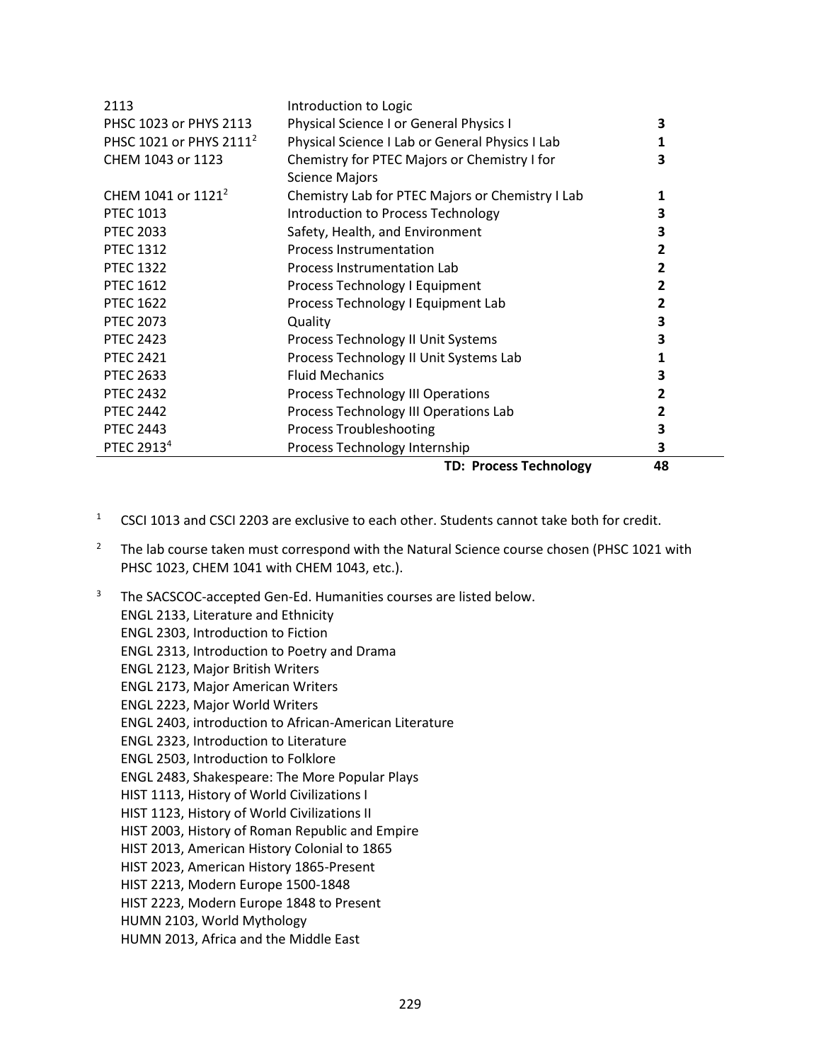| | | |
|---|---|---|
| 2113 | Introduction to Logic | |
| PHSC 1023 or PHYS 2113 | Physical Science I or General Physics I | 3 |
| PHSC 1021 or PHYS 2111[2] | Physical Science I Lab or General Physics I Lab | 1 |
| CHEM 1043 or 1123 | Chemistry for PTEC Majors or Chemistry I for Science Majors | 3 |
| CHEM 1041 or 1121[2] | Chemistry Lab for PTEC Majors or Chemistry I Lab | 1 |
| PTEC 1013 | Introduction to Process Technology | 3 |
| PTEC 2033 | Safety, Health, and Environment | 3 |
| PTEC 1312 | Process Instrumentation | 2 |
| PTEC 1322 | Process Instrumentation Lab | 2 |
| PTEC 1612 | Process Technology I Equipment | 2 |
| PTEC 1622 | Process Technology I Equipment Lab | 2 |
| PTEC 2073 | Quality | 3 |
| PTEC 2423 | Process Technology II Unit Systems | 3 |
| PTEC 2421 | Process Technology II Unit Systems Lab | 1 |
| PTEC 2633 | Fluid Mechanics | 3 |
| PTEC 2432 | Process Technology III Operations | 2 |
| PTEC 2442 | Process Technology III Operations Lab | 2 |
| PTEC 2443 | Process Troubleshooting | 3 |
| PTEC 2913[4] | Process Technology Internship | 3 |
| | **TD: Process Technology** | **48** |

[1] CSCI 1013 and CSCI 2203 are exclusive to each other. Students cannot take both for credit.

[2] The lab course taken must correspond with the Natural Science course chosen (PHSC 1021 with PHSC 1023, CHEM 1041 with CHEM 1043, etc.).

[3] The SACSCOC-accepted Gen-Ed. Humanities courses are listed below.
- ENGL 2133, Literature and Ethnicity
- ENGL 2303, Introduction to Fiction
- ENGL 2313, Introduction to Poetry and Drama
- ENGL 2123, Major British Writers
- ENGL 2173, Major American Writers
- ENGL 2223, Major World Writers
- ENGL 2403, introduction to African-American Literature
- ENGL 2323, Introduction to Literature
- ENGL 2503, Introduction to Folklore
- ENGL 2483, Shakespeare: The More Popular Plays
- HIST 1113, History of World Civilizations I
- HIST 1123, History of World Civilizations II
- HIST 2003, History of Roman Republic and Empire
- HIST 2013, American History Colonial to 1865
- HIST 2023, American History 1865-Present
- HIST 2213, Modern Europe 1500-1848
- HIST 2223, Modern Europe 1848 to Present
- HUMN 2103, World Mythology
- HUMN 2013, Africa and the Middle East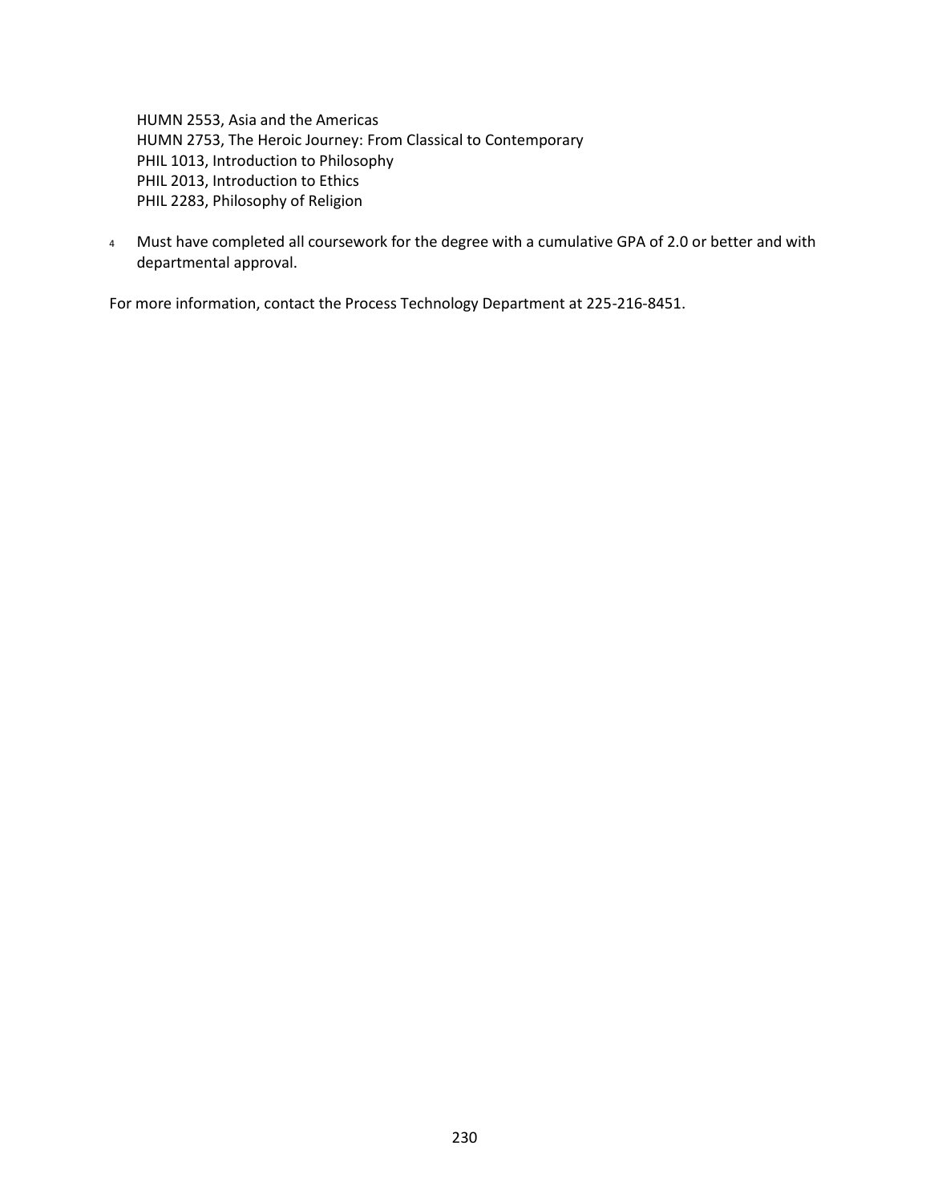HUMN 2553, Asia and the Americas
HUMN 2753, The Heroic Journey: From Classical to Contemporary
PHIL 1013, Introduction to Philosophy
PHIL 2013, Introduction to Ethics
PHIL 2283, Philosophy of Religion

[4] Must have completed all coursework for the degree with a cumulative GPA of 2.0 or better and with departmental approval.

For more information, contact the Process Technology Department at 225-216-8451.